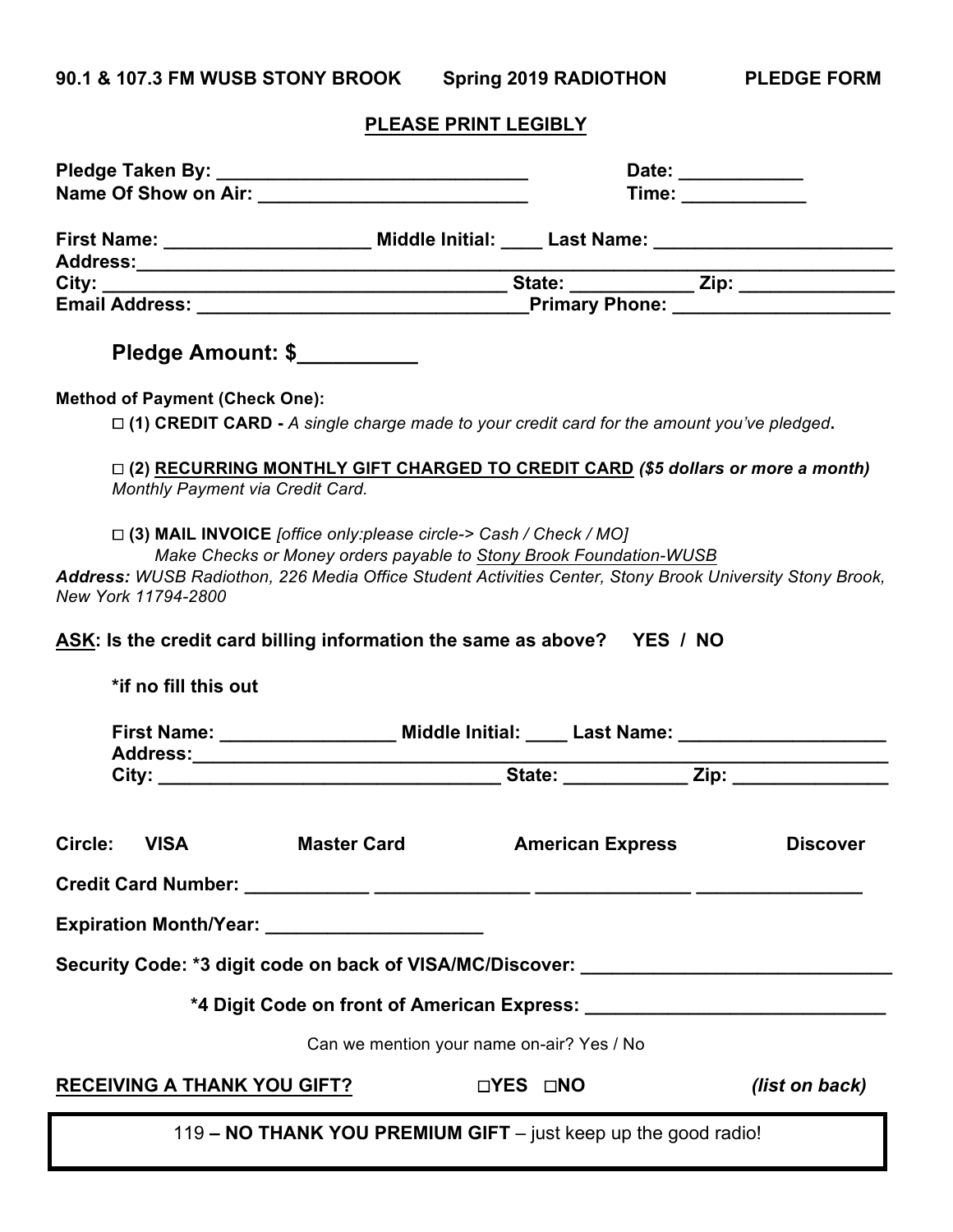**90.1 & 107.3 FM WUSB STONY BROOK     Spring 2019 RADIOTHON     PLEDGE FORM**

**PLEASE PRINT LEGIBLY**

**Pledge Taken By:** ______________________________ **Date:** ____________
**Name Of Show on Air:** __________________________ **Time:** ____________

**First Name:** ___________________ **Middle Initial:** ____ **Last Name:** _______________________
**Address:**______________________________________________________________________
**City:** ________________________________________ **State:** ___________ **Zip:** _______________
**Email Address:** _______________________________**Primary Phone:** ____________________

## Pledge Amount: $__________

**Method of Payment (Check One):**

□ **(1) CREDIT CARD -** *A single charge made to your credit card for the amount you've pledged*.

□ **(2) RECURRING MONTHLY GIFT CHARGED TO CREDIT CARD** ***($5 dollars or more a month)***
*Monthly Payment via Credit Card.*

□ **(3) MAIL INVOICE** *[office only:please circle-> Cash / Check / MO]*
*Make Checks or Money orders payable to Stony Brook Foundation-WUSB*
***Address:*** *WUSB Radiothon, 226 Media Office Student Activities Center, Stony Brook University Stony Brook, New York 11794-2800*

**ASK: Is the credit card billing information the same as above?   YES / NO**

**\*if no fill this out**

**First Name:** ________________ **Middle Initial:** ____ **Last Name:** ____________________
**Address:**______________________________________________________________
**City:** _________________________________ **State:** ___________ **Zip:** _______________

**Circle: VISA     Master Card     American Express     Discover**

**Credit Card Number:** ____________ ______________ ______________ ________________

**Expiration Month/Year:** ____________________

**Security Code: \*3 digit code on back of VISA/MC/Discover:** _____________________________

**\*4 Digit Code on front of American Express:** _____________________________

Can we mention your name on-air? Yes / No

**RECEIVING A THANK YOU GIFT?**   □**YES** □**NO**   ***(list on back)***

119 **– NO THANK YOU PREMIUM GIFT** – just keep up the good radio!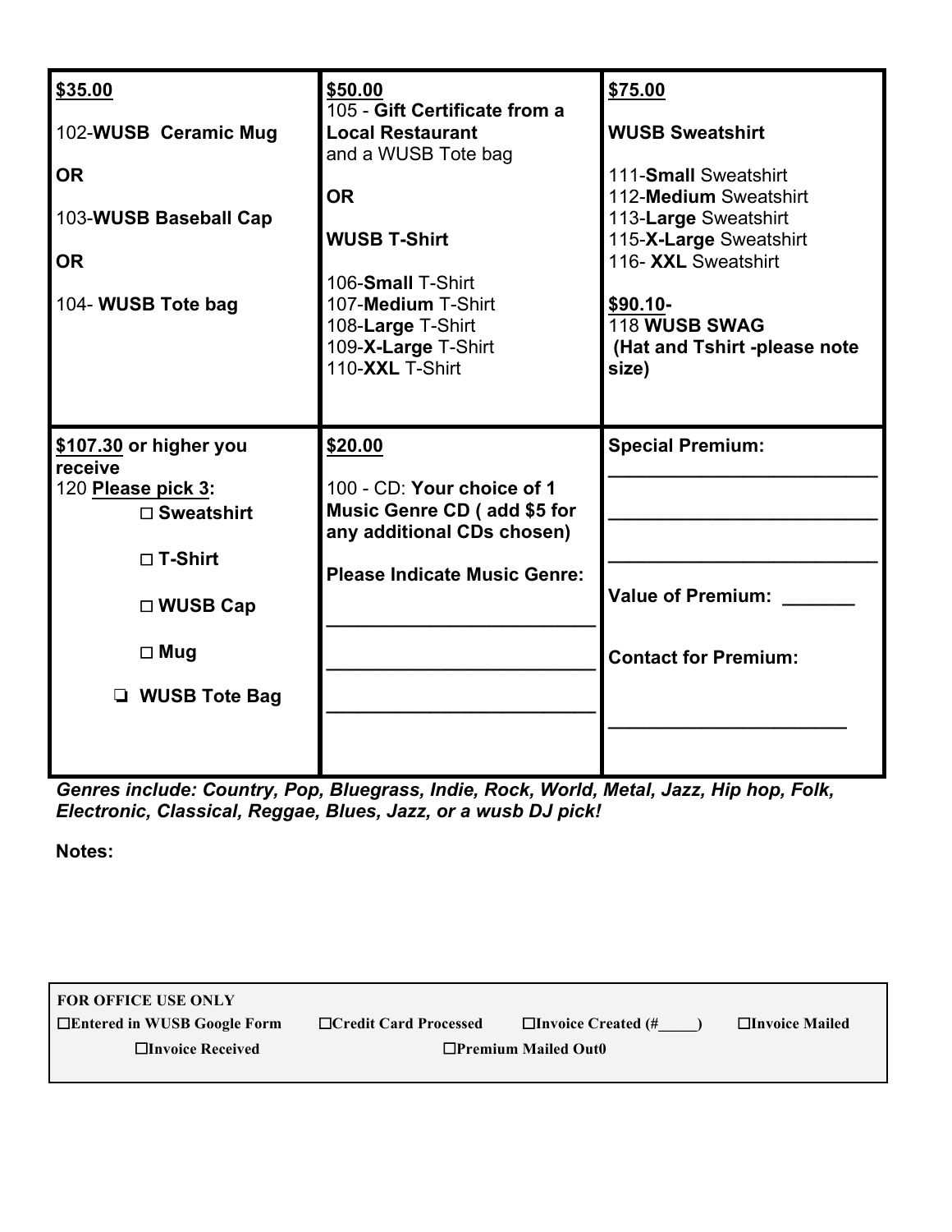| | | |
|---|---|---|
| **$35.00**<br><br>102-**WUSB Ceramic Mug**<br><br>**OR**<br><br>103-**WUSB Baseball Cap**<br><br>**OR**<br><br>104- **WUSB Tote bag** | **$50.00**<br>105 - **Gift Certificate from a Local Restaurant** and a WUSB Tote bag<br><br>**OR**<br><br>**WUSB T-Shirt**<br><br>106-**Small** T-Shirt<br>107-**Medium** T-Shirt<br>108-**Large** T-Shirt<br>109-**X-Large** T-Shirt<br>110-**XXL** T-Shirt | **$75.00**<br><br>**WUSB Sweatshirt**<br><br>111-**Small** Sweatshirt<br>112-**Medium** Sweatshirt<br>113-**Large** Sweatshirt<br>115-**X-Large** Sweatshirt<br>116- **XXL** Sweatshirt<br><br>**$90.10-**<br>118 **WUSB SWAG**<br>**(Hat and Tshirt -please note size)** |
| **$107.30 or higher you receive**<br>120 **Please pick 3:**<br>□ **Sweatshirt**<br><br>□ **T-Shirt**<br><br>□ **WUSB Cap**<br><br>□ **Mug**<br><br>❏ **WUSB Tote Bag** | **$20.00**<br><br>100 - CD: **Your choice of 1 Music Genre CD ( add $5 for any additional CDs chosen)**<br><br>**Please Indicate Music Genre:**<br><br>___________________________<br><br>___________________________<br><br>___________________________ | **Special Premium:**<br>___________________________<br><br>___________________________<br><br>___________________________<br><br>**Value of Premium:** _______<br><br>**Contact for Premium:**<br><br>_________________________ |

***Genres include: Country, Pop, Bluegrass, Indie, Rock, World, Metal, Jazz, Hip hop, Folk, Electronic, Classical, Reggae, Blues, Jazz, or a wusb DJ pick!***

**Notes:**

**FOR OFFICE USE ONLY**

☐**Entered in WUSB Google Form** ☐**Credit Card Processed** ☐**Invoice Created (#_____)** ☐**Invoice Mailed**

☐**Invoice Received** ☐**Premium Mailed Out0**